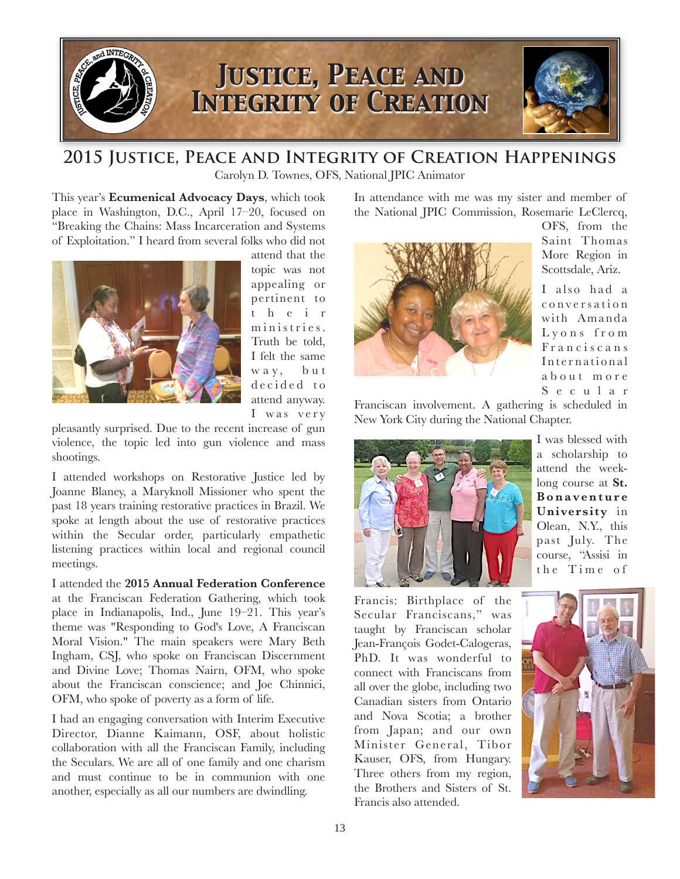# Justice, Peace and Integrity of Creation

## 2015 Justice, Peace and Integrity of Creation Happenings

Carolyn D. Townes, OFS, National JPIC Animator

This year's **Ecumenical Advocacy Days**, which took place in Washington, D.C., April 17–20, focused on "Breaking the Chains: Mass Incarceration and Systems of Exploitation." I heard from several folks who did not attend that the topic was not appealing or pertinent to their ministries. Truth be told, I felt the same way, but decided to attend anyway. I was very pleasantly surprised. Due to the recent increase of gun violence, the topic led into gun violence and mass shootings.

I attended workshops on Restorative Justice led by Joanne Blaney, a Maryknoll Missioner who spent the past 18 years training restorative practices in Brazil. We spoke at length about the use of restorative practices within the Secular order, particularly empathetic listening practices within local and regional council meetings.

I attended the **2015 Annual Federation Conference** at the Franciscan Federation Gathering, which took place in Indianapolis, Ind., June 19–21. This year's theme was "Responding to God's Love, A Franciscan Moral Vision." The main speakers were Mary Beth Ingham, CSJ, who spoke on Franciscan Discernment and Divine Love; Thomas Nairn, OFM, who spoke about the Franciscan conscience; and Joe Chinnici, OFM, who spoke of poverty as a form of life.

I had an engaging conversation with Interim Executive Director, Dianne Kaimann, OSF, about holistic collaboration with all the Franciscan Family, including the Seculars. We are all of one family and one charism and must continue to be in communion with one another, especially as all our numbers are dwindling.

In attendance with me was my sister and member of the National JPIC Commission, Rosemarie LeClercq, OFS, from the Saint Thomas More Region in Scottsdale, Ariz.

I also had a conversation with Amanda Lyons from Franciscans International about more Secular Franciscan involvement. A gathering is scheduled in New York City during the National Chapter.

I was blessed with a scholarship to attend the week-long course at **St. Bonaventure University** in Olean, N.Y., this past July. The course, "Assisi in the Time of Francis: Birthplace of the Secular Franciscans," was taught by Franciscan scholar Jean-François Godet-Calogeras, PhD. It was wonderful to connect with Franciscans from all over the globe, including two Canadian sisters from Ontario and Nova Scotia; a brother from Japan; and our own Minister General, Tibor Kauser, OFS, from Hungary. Three others from my region, the Brothers and Sisters of St. Francis also attended.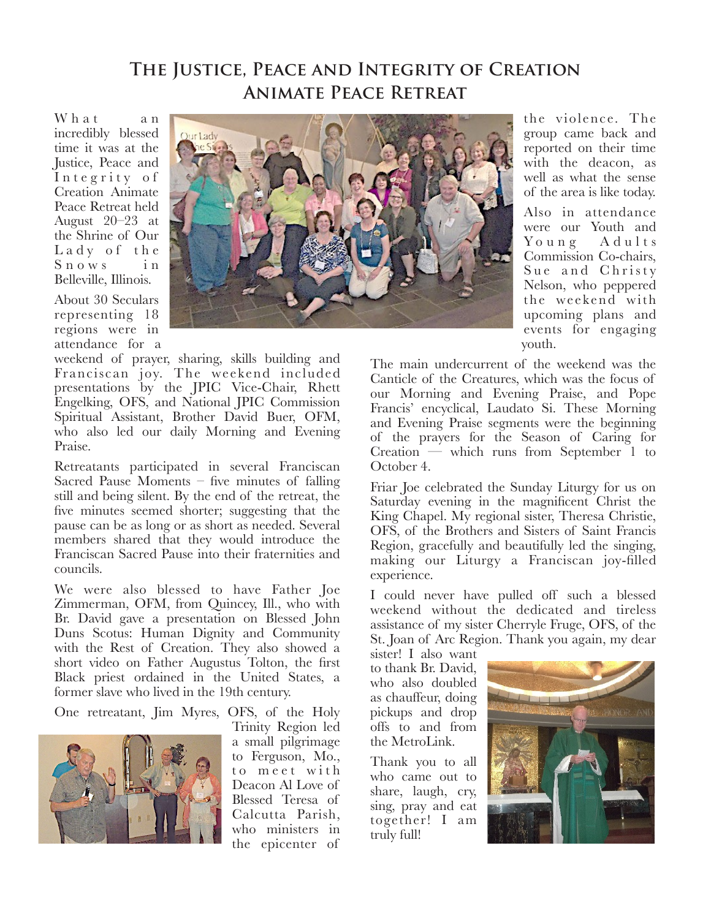# The Justice, Peace and Integrity of Creation Animate Peace Retreat

What an incredibly blessed time it was at the Justice, Peace and Integrity of Creation Animate Peace Retreat held August 20–23 at the Shrine of Our Lady of the Snows in Belleville, Illinois.

About 30 Seculars representing 18 regions were in attendance for a weekend of prayer, sharing, skills building and Franciscan joy. The weekend included presentations by the JPIC Vice-Chair, Rhett Engelking, OFS, and National JPIC Commission Spiritual Assistant, Brother David Buer, OFM, who also led our daily Morning and Evening Praise.

Retreatants participated in several Franciscan Sacred Pause Moments – five minutes of falling still and being silent. By the end of the retreat, the five minutes seemed shorter; suggesting that the pause can be as long or as short as needed. Several members shared that they would introduce the Franciscan Sacred Pause into their fraternities and councils.

We were also blessed to have Father Joe Zimmerman, OFM, from Quincey, Ill., who with Br. David gave a presentation on Blessed John Duns Scotus: Human Dignity and Community with the Rest of Creation. They also showed a short video on Father Augustus Tolton, the first Black priest ordained in the United States, a former slave who lived in the 19th century.

One retreatant, Jim Myres, OFS, of the Holy Trinity Region led a small pilgrimage to Ferguson, Mo., to meet with Deacon Al Love of Blessed Teresa of Calcutta Parish, who ministers in the epicenter of the violence. The group came back and reported on their time with the deacon, as well as what the sense of the area is like today.

Also in attendance were our Youth and Young Adults Commission Co-chairs, Sue and Christy Nelson, who peppered the weekend with upcoming plans and events for engaging youth.

The main undercurrent of the weekend was the Canticle of the Creatures, which was the focus of our Morning and Evening Praise, and Pope Francis' encyclical, Laudato Si. These Morning and Evening Praise segments were the beginning of the prayers for the Season of Caring for Creation — which runs from September 1 to October 4.

Friar Joe celebrated the Sunday Liturgy for us on Saturday evening in the magnificent Christ the King Chapel. My regional sister, Theresa Christie, OFS, of the Brothers and Sisters of Saint Francis Region, gracefully and beautifully led the singing, making our Liturgy a Franciscan joy-filled experience.

I could never have pulled off such a blessed weekend without the dedicated and tireless assistance of my sister Cherryle Fruge, OFS, of the St. Joan of Arc Region. Thank you again, my dear sister! I also want to thank Br. David, who also doubled as chauffeur, doing pickups and drop offs to and from the MetroLink.

Thank you to all who came out to share, laugh, cry, sing, pray and eat together! I am truly full!